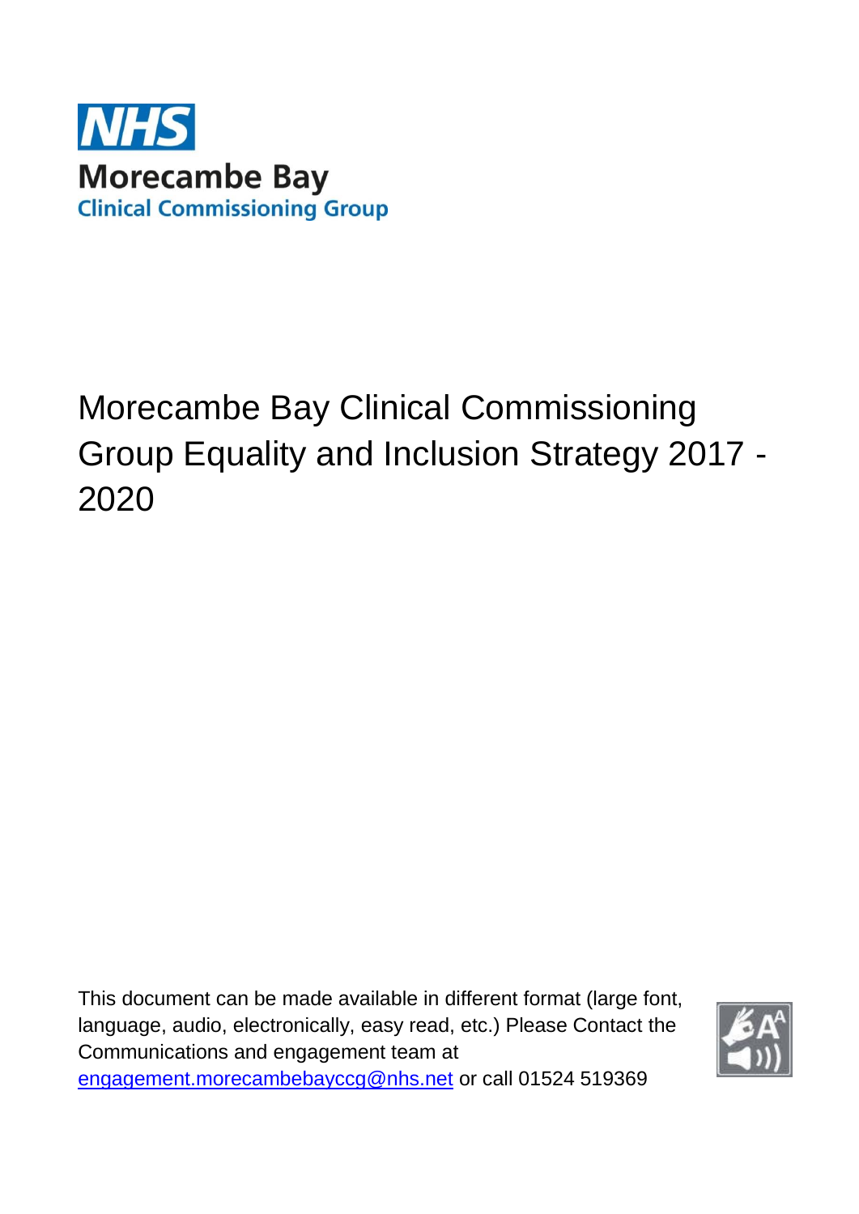NHS
Morecambe Bay
Clinical Commissioning Group

# Morecambe Bay Clinical Commissioning Group Equality and Inclusion Strategy 2017 - 2020

This document can be made available in different format (large font, language, audio, electronically, easy read, etc.) Please Contact the Communications and engagement team at engagement.morecambebayccg@nhs.net or call 01524 519369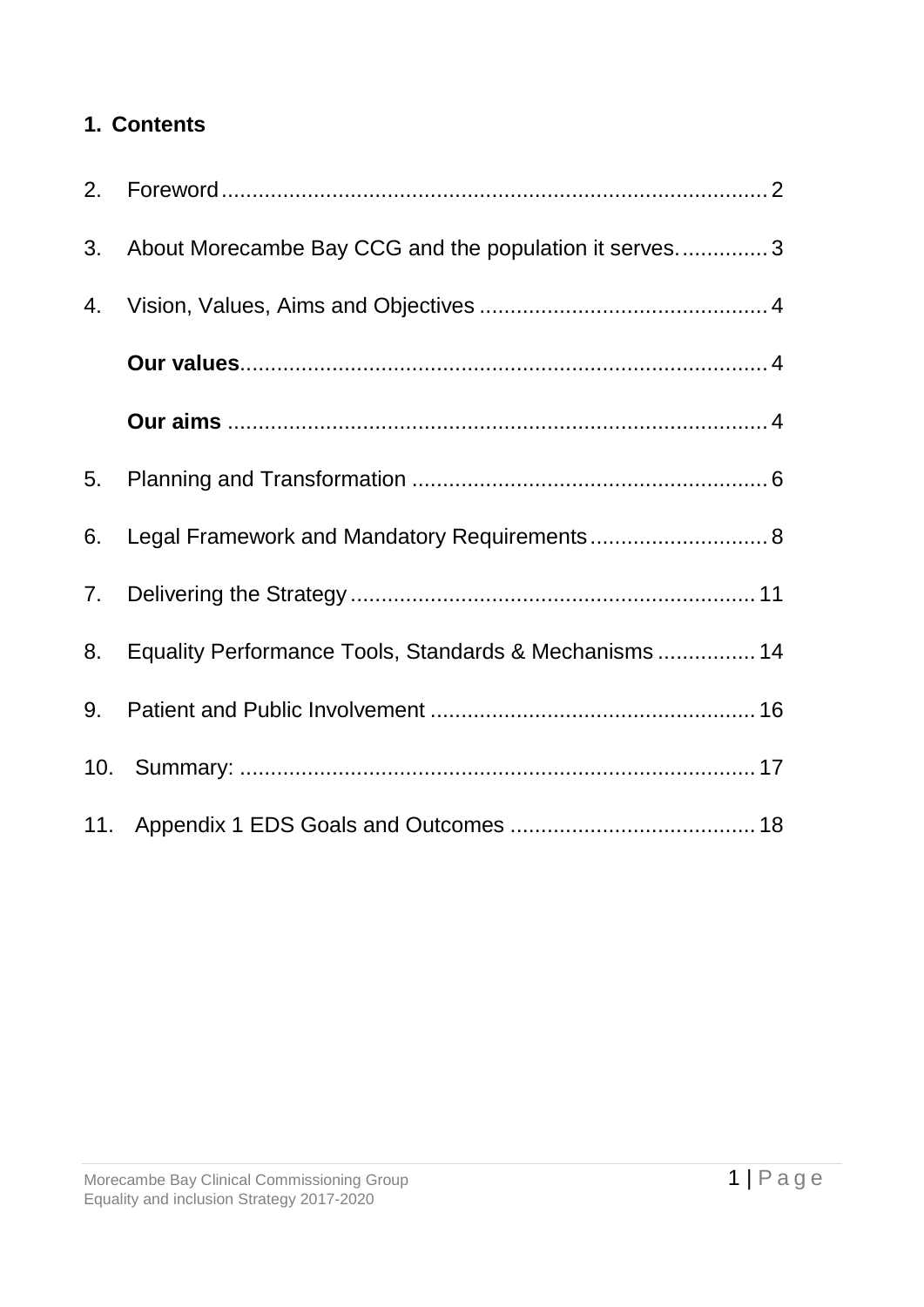## 1. Contents

2. Foreword ........................................................................................ 2
3. About Morecambe Bay CCG and the population it serves. .............. 3
4. Vision, Values, Aims and Objectives ............................................... 4
   - **Our values** ...................................................................................... 4
   - **Our aims** ........................................................................................ 4
5. Planning and Transformation .......................................................... 6
6. Legal Framework and Mandatory Requirements ............................. 8
7. Delivering the Strategy .................................................................. 11
8. Equality Performance Tools, Standards & Mechanisms ................ 14
9. Patient and Public Involvement ..................................................... 16
10. Summary: .................................................................................... 17
11. Appendix 1 EDS Goals and Outcomes ........................................ 18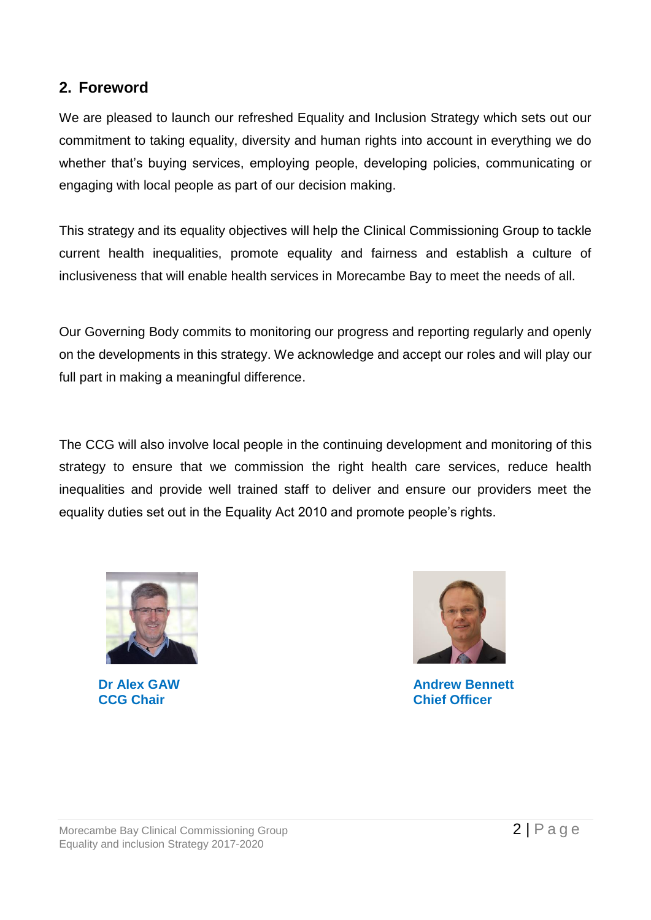## 2. Foreword

We are pleased to launch our refreshed Equality and Inclusion Strategy which sets out our commitment to taking equality, diversity and human rights into account in everything we do whether that's buying services, employing people, developing policies, communicating or engaging with local people as part of our decision making.

This strategy and its equality objectives will help the Clinical Commissioning Group to tackle current health inequalities, promote equality and fairness and establish a culture of inclusiveness that will enable health services in Morecambe Bay to meet the needs of all.

Our Governing Body commits to monitoring our progress and reporting regularly and openly on the developments in this strategy. We acknowledge and accept our roles and will play our full part in making a meaningful difference.

The CCG will also involve local people in the continuing development and monitoring of this strategy to ensure that we commission the right health care services, reduce health inequalities and provide well trained staff to deliver and ensure our providers meet the equality duties set out in the Equality Act 2010 and promote people's rights.

**Dr Alex GAW**
**CCG Chair**

**Andrew Bennett**
**Chief Officer**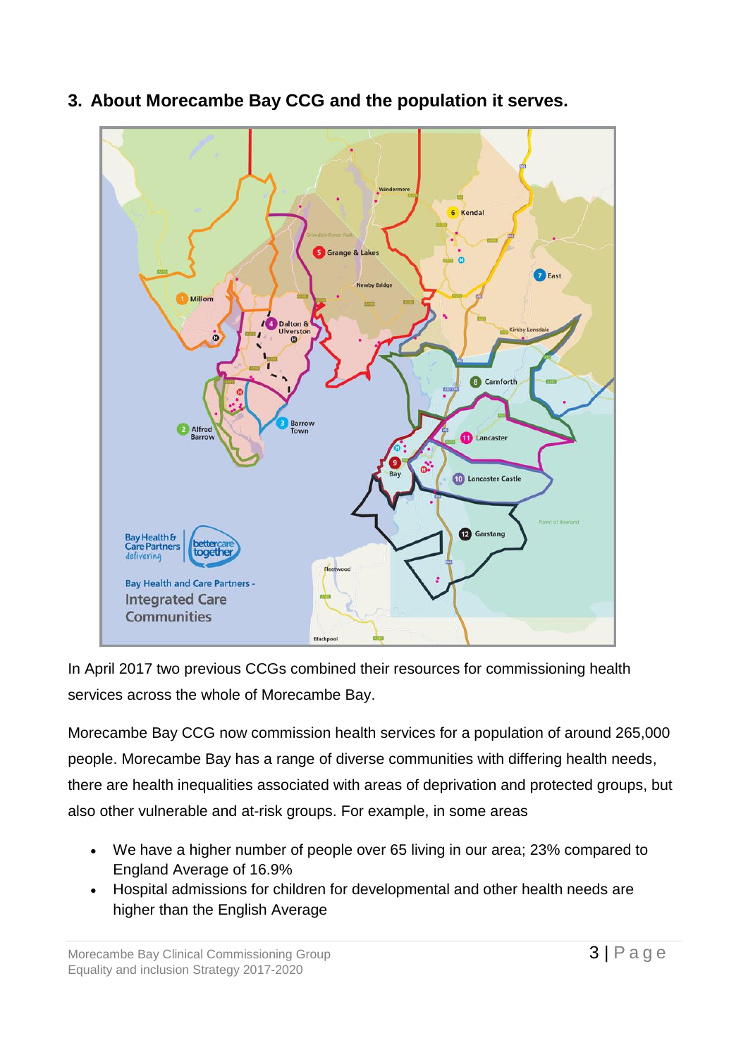## 3. About Morecambe Bay CCG and the population it serves.

1 Millom

2 Alfred Barrow

3 Barrow Town

4 Dalton & Ulverston

5 Grange & Lakes

6 Kendal

7 East

8 Carnforth

9 Bay

10 Lancaster Castle

11 Lancaster

12 Garstang

Windermere

Newby Bridge

Kirkby Lonsdale

Fleetwood

Blackpool

Forest of Bowland

Bay Health & Care Partners delivering better care together

Bay Health and Care Partners - Integrated Care Communities

In April 2017 two previous CCGs combined their resources for commissioning health services across the whole of Morecambe Bay.

Morecambe Bay CCG now commission health services for a population of around 265,000 people. Morecambe Bay has a range of diverse communities with differing health needs, there are health inequalities associated with areas of deprivation and protected groups, but also other vulnerable and at-risk groups. For example, in some areas

- We have a higher number of people over 65 living in our area; 23% compared to England Average of 16.9%
- Hospital admissions for children for developmental and other health needs are higher than the English Average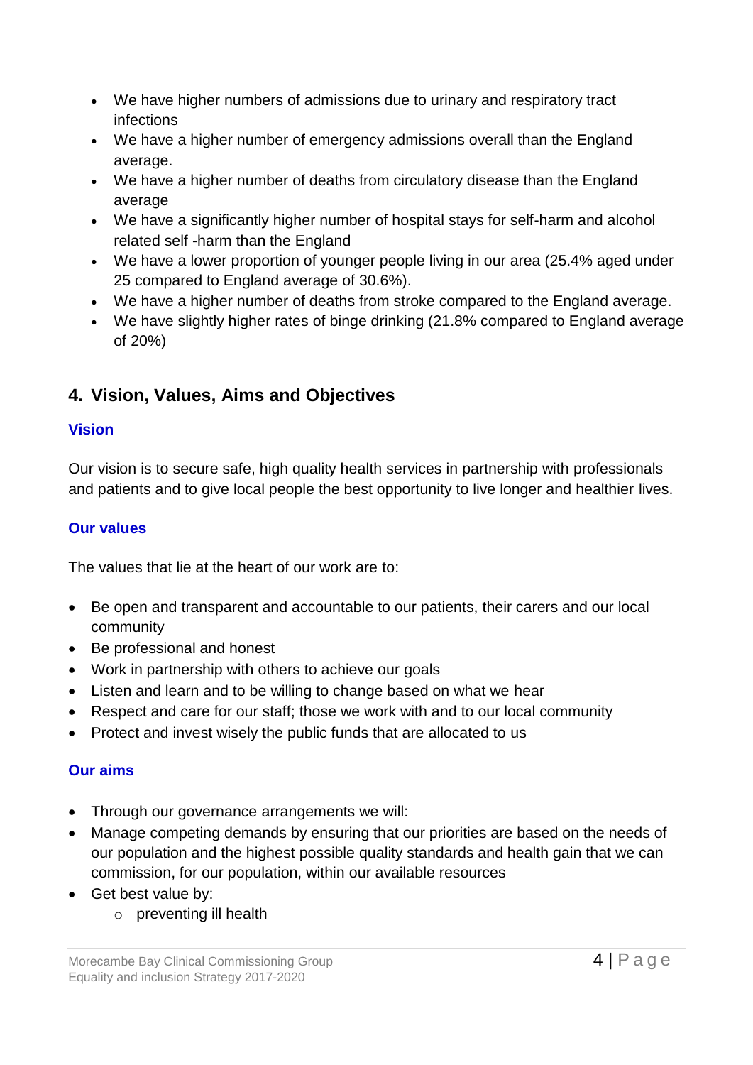- We have higher numbers of admissions due to urinary and respiratory tract infections
- We have a higher number of emergency admissions overall than the England average.
- We have a higher number of deaths from circulatory disease than the England average
- We have a significantly higher number of hospital stays for self-harm and alcohol related self -harm than the England
- We have a lower proportion of younger people living in our area (25.4% aged under 25 compared to England average of 30.6%).
- We have a higher number of deaths from stroke compared to the England average.
- We have slightly higher rates of binge drinking (21.8% compared to England average of 20%)

## 4. Vision, Values, Aims and Objectives

### Vision

Our vision is to secure safe, high quality health services in partnership with professionals and patients and to give local people the best opportunity to live longer and healthier lives.

### Our values

The values that lie at the heart of our work are to:

- Be open and transparent and accountable to our patients, their carers and our local community
- Be professional and honest
- Work in partnership with others to achieve our goals
- Listen and learn and to be willing to change based on what we hear
- Respect and care for our staff; those we work with and to our local community
- Protect and invest wisely the public funds that are allocated to us

### Our aims

- Through our governance arrangements we will:
- Manage competing demands by ensuring that our priorities are based on the needs of our population and the highest possible quality standards and health gain that we can commission, for our population, within our available resources
- Get best value by:
    - preventing ill health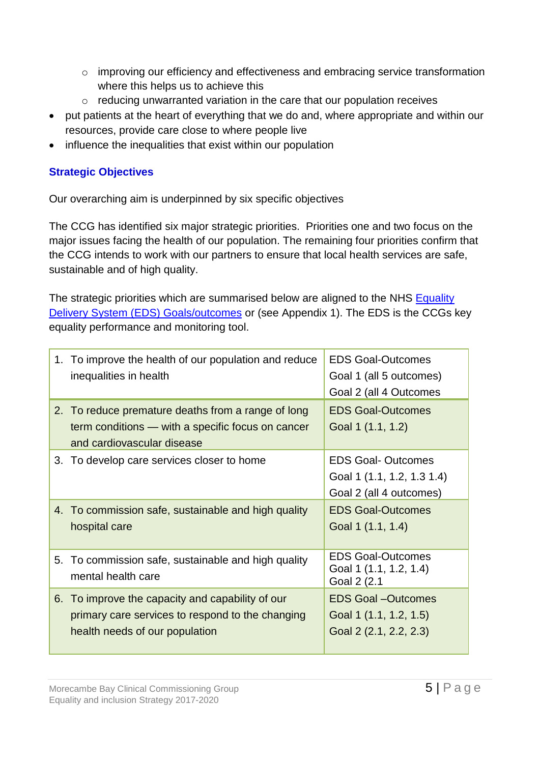- improving our efficiency and effectiveness and embracing service transformation where this helps us to achieve this
    - reducing unwarranted variation in the care that our population receives
- put patients at the heart of everything that we do and, where appropriate and within our resources, provide care close to where people live
- influence the inequalities that exist within our population

### Strategic Objectives

Our overarching aim is underpinned by six specific objectives

The CCG has identified six major strategic priorities. Priorities one and two focus on the major issues facing the health of our population. The remaining four priorities confirm that the CCG intends to work with our partners to ensure that local health services are safe, sustainable and of high quality.

The strategic priorities which are summarised below are aligned to the NHS Equality Delivery System (EDS) Goals/outcomes or (see Appendix 1). The EDS is the CCGs key equality performance and monitoring tool.

| | |
|---|---|
| 1. To improve the health of our population and reduce inequalities in health | EDS Goal-Outcomes<br>Goal 1 (all 5 outcomes)<br>Goal 2 (all 4 Outcomes |
| 2. To reduce premature deaths from a range of long term conditions — with a specific focus on cancer and cardiovascular disease | EDS Goal-Outcomes<br>Goal 1 (1.1, 1.2) |
| 3. To develop care services closer to home | EDS Goal- Outcomes<br>Goal 1 (1.1, 1.2, 1.3 1.4)<br>Goal 2 (all 4 outcomes) |
| 4. To commission safe, sustainable and high quality hospital care | EDS Goal-Outcomes<br>Goal 1 (1.1, 1.4) |
| 5. To commission safe, sustainable and high quality mental health care | EDS Goal-Outcomes<br>Goal 1 (1.1, 1.2, 1.4)<br>Goal 2 (2.1 |
| 6. To improve the capacity and capability of our primary care services to respond to the changing health needs of our population | EDS Goal –Outcomes<br>Goal 1 (1.1, 1.2, 1.5)<br>Goal 2 (2.1, 2.2, 2.3) |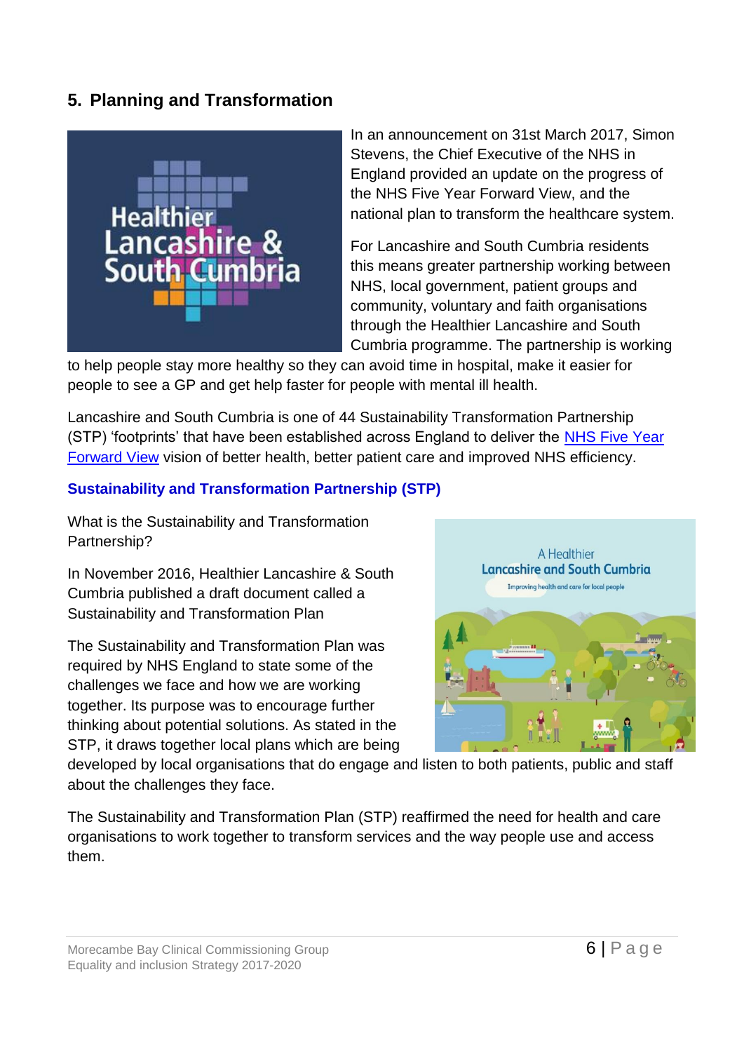## 5. Planning and Transformation

In an announcement on 31st March 2017, Simon Stevens, the Chief Executive of the NHS in England provided an update on the progress of the NHS Five Year Forward View, and the national plan to transform the healthcare system.

For Lancashire and South Cumbria residents this means greater partnership working between NHS, local government, patient groups and community, voluntary and faith organisations through the Healthier Lancashire and South Cumbria programme. The partnership is working to help people stay more healthy so they can avoid time in hospital, make it easier for people to see a GP and get help faster for people with mental ill health.

Lancashire and South Cumbria is one of 44 Sustainability Transformation Partnership (STP) 'footprints' that have been established across England to deliver the NHS Five Year Forward View vision of better health, better patient care and improved NHS efficiency.

### Sustainability and Transformation Partnership (STP)

What is the Sustainability and Transformation Partnership?

In November 2016, Healthier Lancashire & South Cumbria published a draft document called a Sustainability and Transformation Plan

The Sustainability and Transformation Plan was required by NHS England to state some of the challenges we face and how we are working together. Its purpose was to encourage further thinking about potential solutions. As stated in the STP, it draws together local plans which are being developed by local organisations that do engage and listen to both patients, public and staff about the challenges they face.

The Sustainability and Transformation Plan (STP) reaffirmed the need for health and care organisations to work together to transform services and the way people use and access them.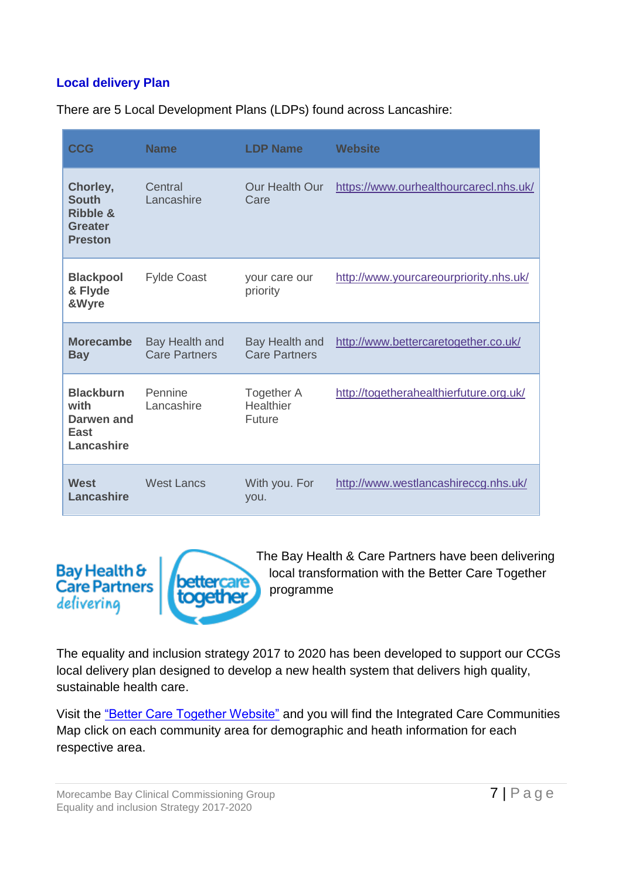## Local delivery Plan

There are 5 Local Development Plans (LDPs) found across Lancashire:

| CCG | Name | LDP Name | Website |
|---|---|---|---|
| **Chorley, South Ribble & Greater Preston** | Central Lancashire | Our Health Our Care | https://www.ourhealthourcarecl.nhs.uk/ |
| **Blackpool & Flyde &Wyre** | Fylde Coast | your care our priority | http://www.yourcareourpriority.nhs.uk/ |
| **Morecambe Bay** | Bay Health and Care Partners | Bay Health and Care Partners | http://www.bettercaretogether.co.uk/ |
| **Blackburn with Darwen and East Lancashire** | Pennine Lancashire | Together A Healthier Future | http://togetherahealthierfuture.org.uk/ |
| **West Lancashire** | West Lancs | With you. For you. | http://www.westlancashireccg.nhs.uk/ |

Bay Health & Care Partners delivering | better care together

The Bay Health & Care Partners have been delivering local transformation with the Better Care Together programme

The equality and inclusion strategy 2017 to 2020 has been developed to support our CCGs local delivery plan designed to develop a new health system that delivers high quality, sustainable health care.

Visit the "Better Care Together Website" and you will find the Integrated Care Communities Map click on each community area for demographic and heath information for each respective area.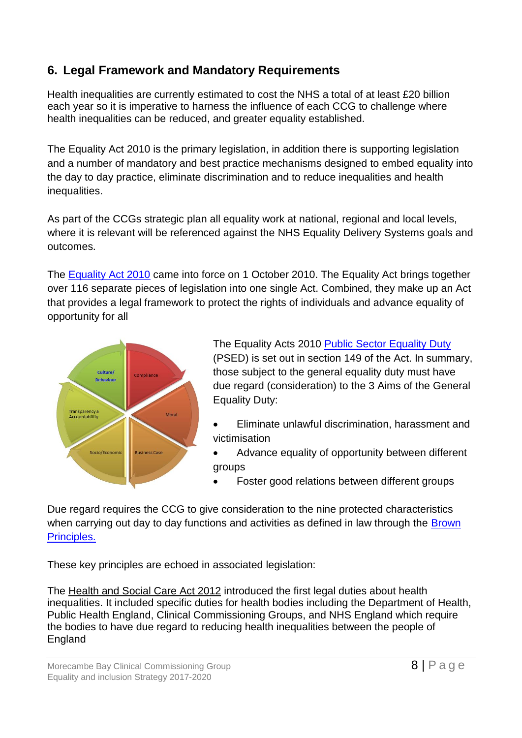## 6. Legal Framework and Mandatory Requirements

Health inequalities are currently estimated to cost the NHS a total of at least £20 billion each year so it is imperative to harness the influence of each CCG to challenge where health inequalities can be reduced, and greater equality established.

The Equality Act 2010 is the primary legislation, in addition there is supporting legislation and a number of mandatory and best practice mechanisms designed to embed equality into the day to day practice, eliminate discrimination and to reduce inequalities and health inequalities.

As part of the CCGs strategic plan all equality work at national, regional and local levels, where it is relevant will be referenced against the NHS Equality Delivery Systems goals and outcomes.

The Equality Act 2010 came into force on 1 October 2010. The Equality Act brings together over 116 separate pieces of legislation into one single Act. Combined, they make up an Act that provides a legal framework to protect the rights of individuals and advance equality of opportunity for all

Culture/ Behaviour

Compliance

Moral

Business Case

Socio/Economic

Transparency a Accountability

The Equality Acts 2010 Public Sector Equality Duty (PSED) is set out in section 149 of the Act. In summary, those subject to the general equality duty must have due regard (consideration) to the 3 Aims of the General Equality Duty:

- Eliminate unlawful discrimination, harassment and victimisation
- Advance equality of opportunity between different groups
- Foster good relations between different groups

Due regard requires the CCG to give consideration to the nine protected characteristics when carrying out day to day functions and activities as defined in law through the Brown Principles.

These key principles are echoed in associated legislation:

The Health and Social Care Act 2012 introduced the first legal duties about health inequalities. It included specific duties for health bodies including the Department of Health, Public Health England, Clinical Commissioning Groups, and NHS England which require the bodies to have due regard to reducing health inequalities between the people of England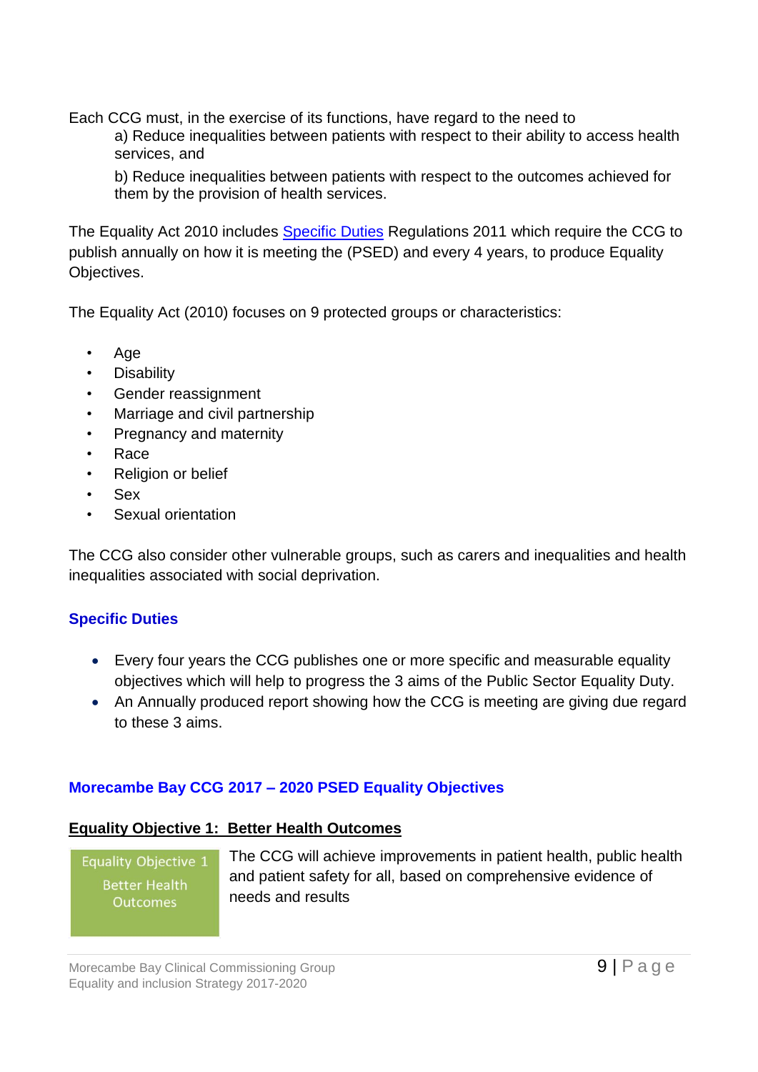Each CCG must, in the exercise of its functions, have regard to the need to

a) Reduce inequalities between patients with respect to their ability to access health services, and

b) Reduce inequalities between patients with respect to the outcomes achieved for them by the provision of health services.

The Equality Act 2010 includes Specific Duties Regulations 2011 which require the CCG to publish annually on how it is meeting the (PSED) and every 4 years, to produce Equality Objectives.

The Equality Act (2010) focuses on 9 protected groups or characteristics:

- Age
- Disability
- Gender reassignment
- Marriage and civil partnership
- Pregnancy and maternity
- Race
- Religion or belief
- Sex
- Sexual orientation

The CCG also consider other vulnerable groups, such as carers and inequalities and health inequalities associated with social deprivation.

### Specific Duties

- Every four years the CCG publishes one or more specific and measurable equality objectives which will help to progress the 3 aims of the Public Sector Equality Duty.
- An Annually produced report showing how the CCG is meeting are giving due regard to these 3 aims.

### Morecambe Bay CCG 2017 – 2020 PSED Equality Objectives

**Equality Objective 1: Better Health Outcomes**

Equality Objective 1

Better Health Outcomes

The CCG will achieve improvements in patient health, public health and patient safety for all, based on comprehensive evidence of needs and results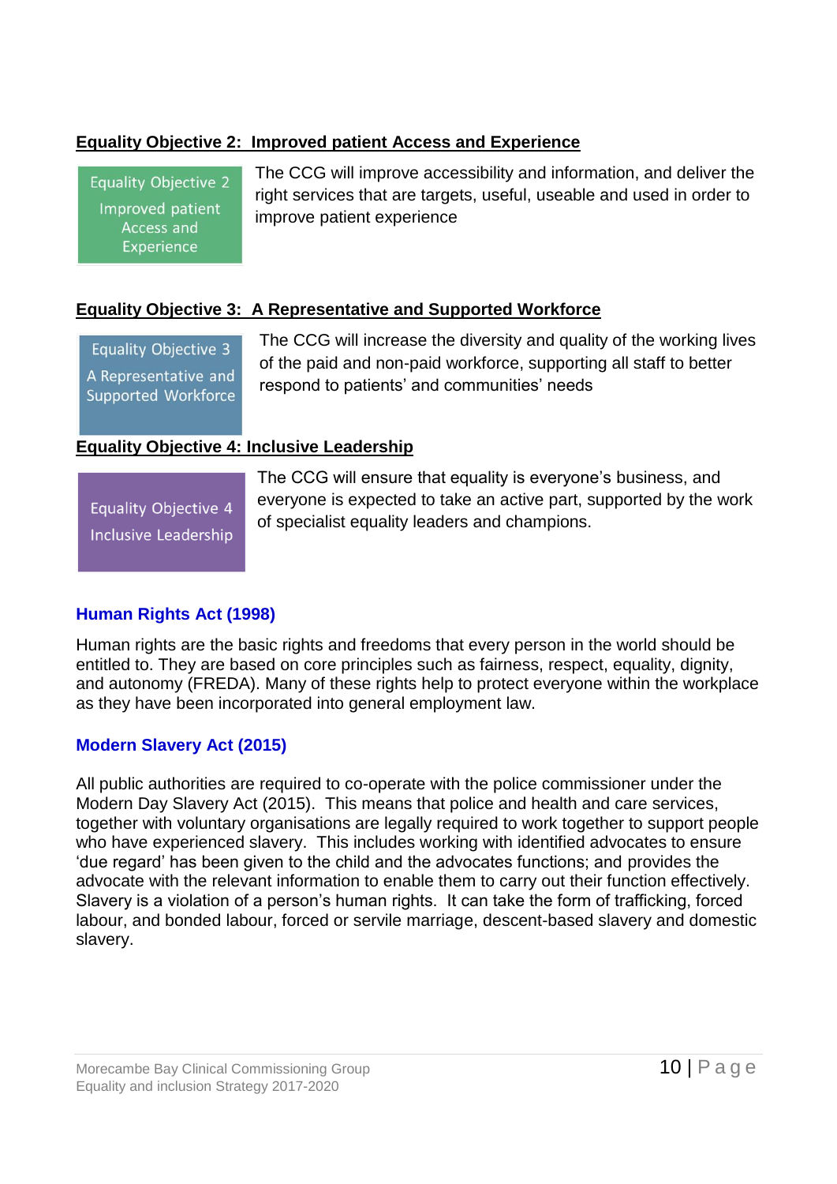**Equality Objective 2: Improved patient Access and Experience**

Equality Objective 2
Improved patient Access and Experience

The CCG will improve accessibility and information, and deliver the right services that are targets, useful, useable and used in order to improve patient experience

**Equality Objective 3: A Representative and Supported Workforce**

Equality Objective 3
A Representative and Supported Workforce

The CCG will increase the diversity and quality of the working lives of the paid and non-paid workforce, supporting all staff to better respond to patients' and communities' needs

**Equality Objective 4: Inclusive Leadership**

Equality Objective 4
Inclusive Leadership

The CCG will ensure that equality is everyone's business, and everyone is expected to take an active part, supported by the work of specialist equality leaders and champions.

## Human Rights Act (1998)

Human rights are the basic rights and freedoms that every person in the world should be entitled to. They are based on core principles such as fairness, respect, equality, dignity, and autonomy (FREDA). Many of these rights help to protect everyone within the workplace as they have been incorporated into general employment law.

## Modern Slavery Act (2015)

All public authorities are required to co-operate with the police commissioner under the Modern Day Slavery Act (2015). This means that police and health and care services, together with voluntary organisations are legally required to work together to support people who have experienced slavery. This includes working with identified advocates to ensure 'due regard' has been given to the child and the advocates functions; and provides the advocate with the relevant information to enable them to carry out their function effectively. Slavery is a violation of a person's human rights. It can take the form of trafficking, forced labour, and bonded labour, forced or servile marriage, descent-based slavery and domestic slavery.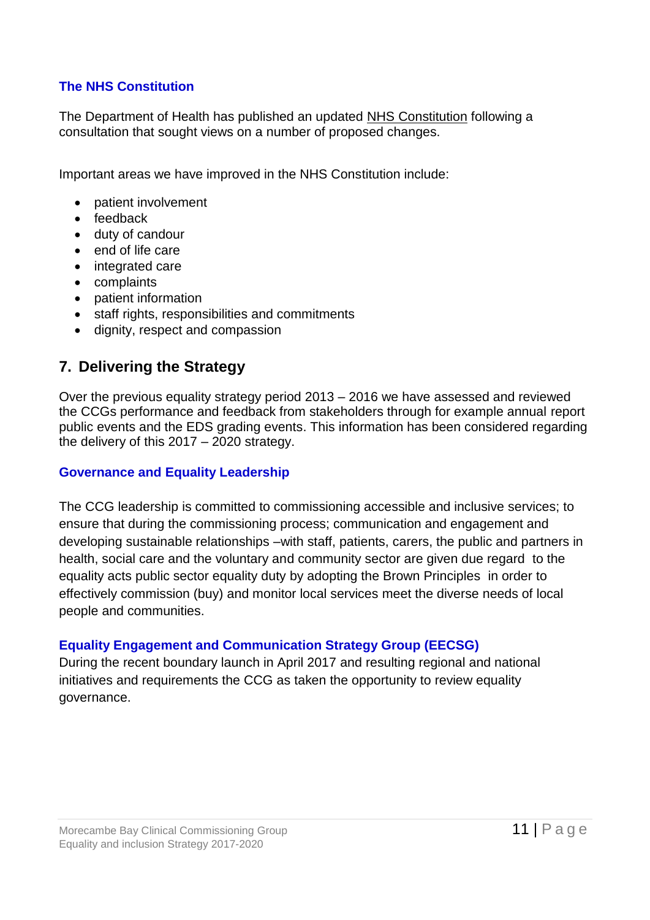### The NHS Constitution

The Department of Health has published an updated NHS Constitution following a consultation that sought views on a number of proposed changes.

Important areas we have improved in the NHS Constitution include:

- patient involvement
- feedback
- duty of candour
- end of life care
- integrated care
- complaints
- patient information
- staff rights, responsibilities and commitments
- dignity, respect and compassion

## 7. Delivering the Strategy

Over the previous equality strategy period 2013 – 2016 we have assessed and reviewed the CCGs performance and feedback from stakeholders through for example annual report public events and the EDS grading events. This information has been considered regarding the delivery of this 2017 – 2020 strategy.

### Governance and Equality Leadership

The CCG leadership is committed to commissioning accessible and inclusive services; to ensure that during the commissioning process; communication and engagement and developing sustainable relationships –with staff, patients, carers, the public and partners in health, social care and the voluntary and community sector are given due regard to the equality acts public sector equality duty by adopting the Brown Principles in order to effectively commission (buy) and monitor local services meet the diverse needs of local people and communities.

### Equality Engagement and Communication Strategy Group (EECSG)

During the recent boundary launch in April 2017 and resulting regional and national initiatives and requirements the CCG as taken the opportunity to review equality governance.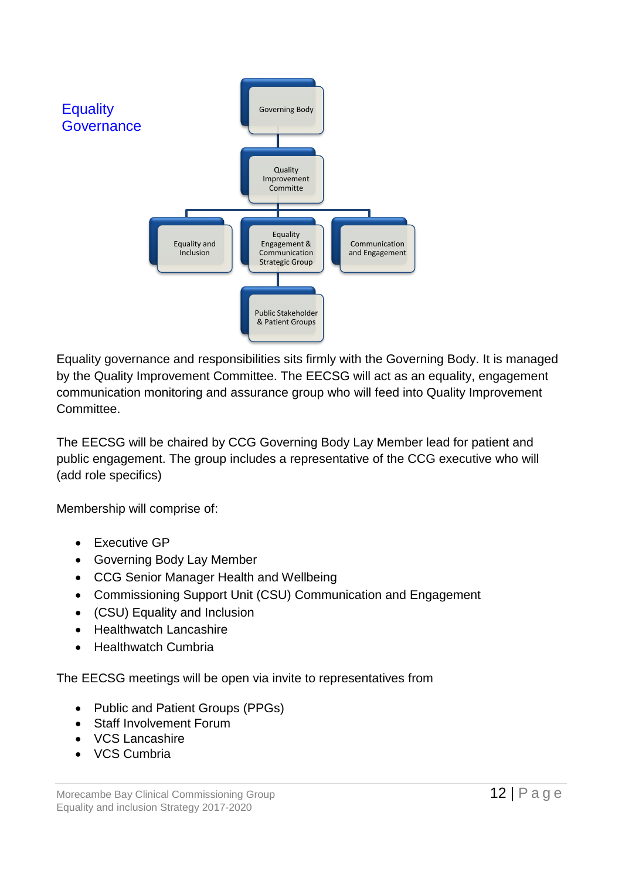## Equality Governance

Governing Body

Quality Improvement Committe

Equality and Inclusion

Equality Engagement & Communication Strategic Group

Communication and Engagement

Public Stakeholder & Patient Groups

Equality governance and responsibilities sits firmly with the Governing Body. It is managed by the Quality Improvement Committee. The EECSG will act as an equality, engagement communication monitoring and assurance group who will feed into Quality Improvement Committee.

The EECSG will be chaired by CCG Governing Body Lay Member lead for patient and public engagement. The group includes a representative of the CCG executive who will (add role specifics)

Membership will comprise of:

- Executive GP
- Governing Body Lay Member
- CCG Senior Manager Health and Wellbeing
- Commissioning Support Unit (CSU) Communication and Engagement
- (CSU) Equality and Inclusion
- Healthwatch Lancashire
- Healthwatch Cumbria

The EECSG meetings will be open via invite to representatives from

- Public and Patient Groups (PPGs)
- Staff Involvement Forum
- VCS Lancashire
- VCS Cumbria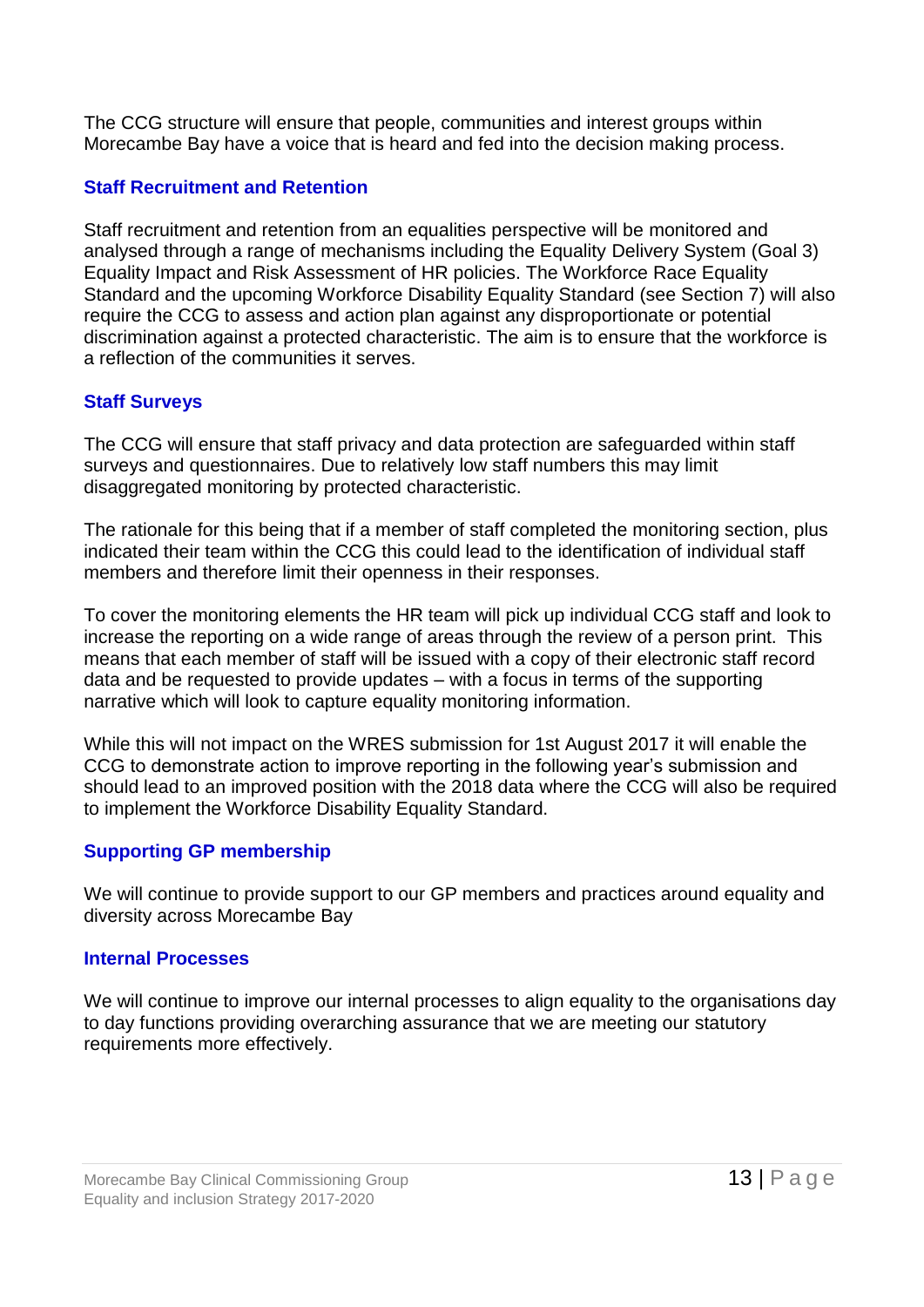The CCG structure will ensure that people, communities and interest groups within Morecambe Bay have a voice that is heard and fed into the decision making process.

### Staff Recruitment and Retention

Staff recruitment and retention from an equalities perspective will be monitored and analysed through a range of mechanisms including the Equality Delivery System (Goal 3) Equality Impact and Risk Assessment of HR policies. The Workforce Race Equality Standard and the upcoming Workforce Disability Equality Standard (see Section 7) will also require the CCG to assess and action plan against any disproportionate or potential discrimination against a protected characteristic. The aim is to ensure that the workforce is a reflection of the communities it serves.

### Staff Surveys

The CCG will ensure that staff privacy and data protection are safeguarded within staff surveys and questionnaires. Due to relatively low staff numbers this may limit disaggregated monitoring by protected characteristic.

The rationale for this being that if a member of staff completed the monitoring section, plus indicated their team within the CCG this could lead to the identification of individual staff members and therefore limit their openness in their responses.

To cover the monitoring elements the HR team will pick up individual CCG staff and look to increase the reporting on a wide range of areas through the review of a person print. This means that each member of staff will be issued with a copy of their electronic staff record data and be requested to provide updates – with a focus in terms of the supporting narrative which will look to capture equality monitoring information.

While this will not impact on the WRES submission for 1st August 2017 it will enable the CCG to demonstrate action to improve reporting in the following year's submission and should lead to an improved position with the 2018 data where the CCG will also be required to implement the Workforce Disability Equality Standard.

### Supporting GP membership

We will continue to provide support to our GP members and practices around equality and diversity across Morecambe Bay

### Internal Processes

We will continue to improve our internal processes to align equality to the organisations day to day functions providing overarching assurance that we are meeting our statutory requirements more effectively.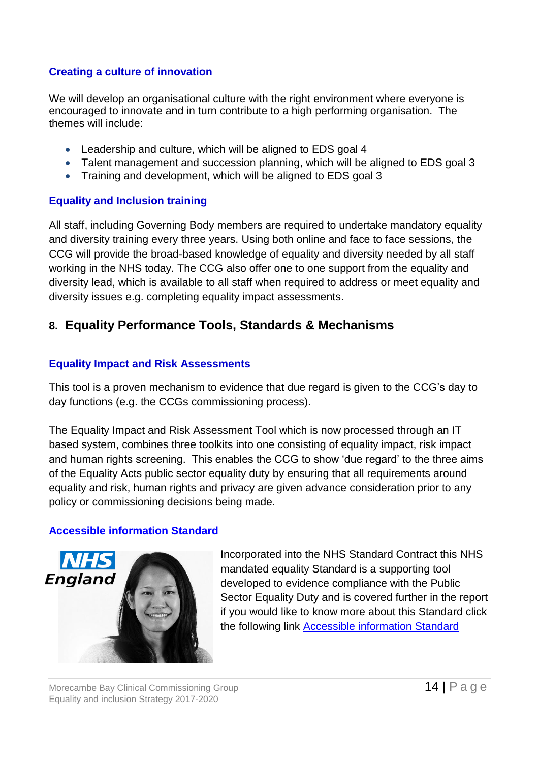### Creating a culture of innovation

We will develop an organisational culture with the right environment where everyone is encouraged to innovate and in turn contribute to a high performing organisation. The themes will include:

- Leadership and culture, which will be aligned to EDS goal 4
- Talent management and succession planning, which will be aligned to EDS goal 3
- Training and development, which will be aligned to EDS goal 3

### Equality and Inclusion training

All staff, including Governing Body members are required to undertake mandatory equality and diversity training every three years. Using both online and face to face sessions, the CCG will provide the broad-based knowledge of equality and diversity needed by all staff working in the NHS today. The CCG also offer one to one support from the equality and diversity lead, which is available to all staff when required to address or meet equality and diversity issues e.g. completing equality impact assessments.

## 8. Equality Performance Tools, Standards & Mechanisms

### Equality Impact and Risk Assessments

This tool is a proven mechanism to evidence that due regard is given to the CCG's day to day functions (e.g. the CCGs commissioning process).

The Equality Impact and Risk Assessment Tool which is now processed through an IT based system, combines three toolkits into one consisting of equality impact, risk impact and human rights screening. This enables the CCG to show 'due regard' to the three aims of the Equality Acts public sector equality duty by ensuring that all requirements around equality and risk, human rights and privacy are given advance consideration prior to any policy or commissioning decisions being made.

### Accessible information Standard

Incorporated into the NHS Standard Contract this NHS mandated equality Standard is a supporting tool developed to evidence compliance with the Public Sector Equality Duty and is covered further in the report if you would like to know more about this Standard click the following link Accessible information Standard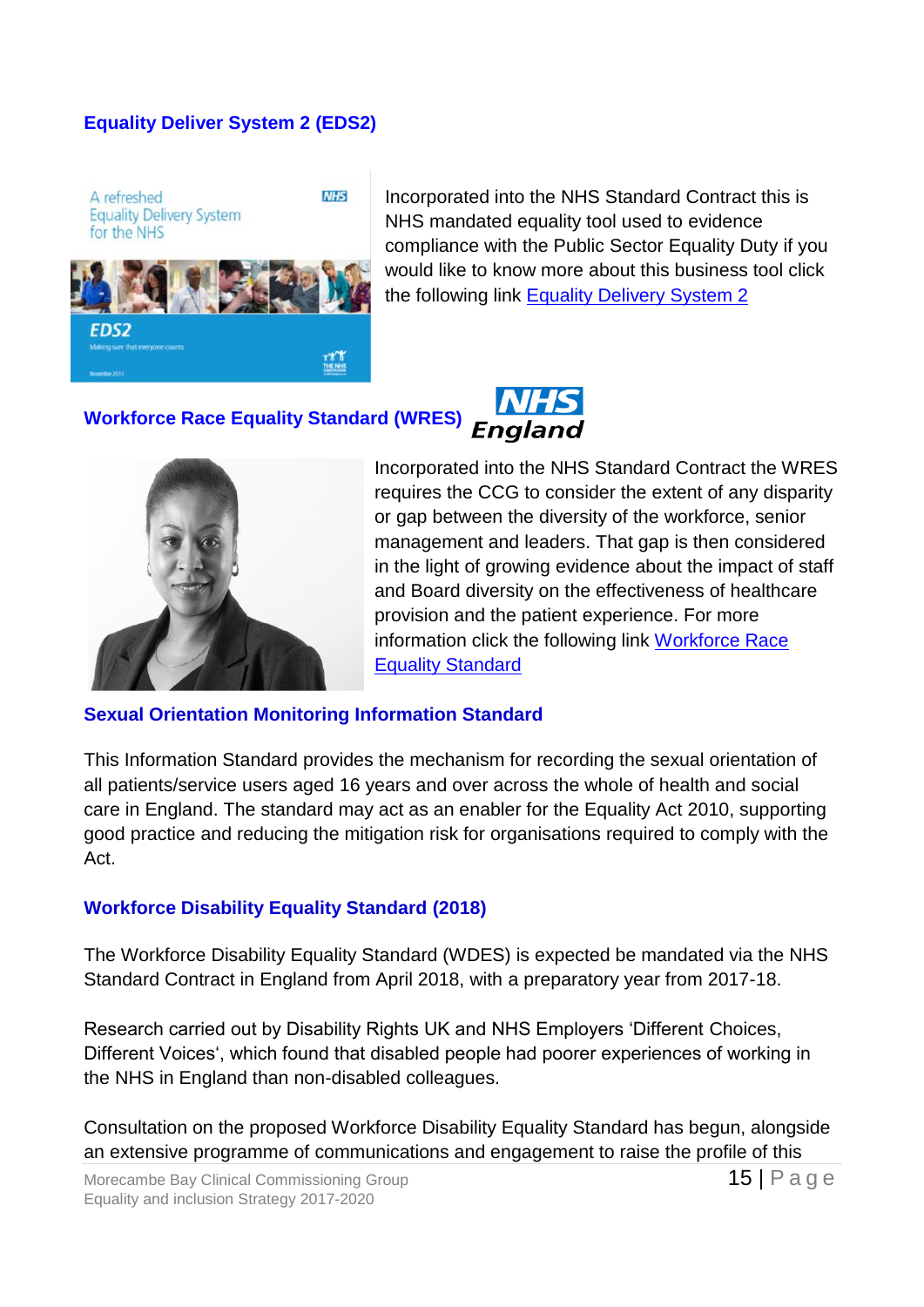## Equality Deliver System 2 (EDS2)

Incorporated into the NHS Standard Contract this is NHS mandated equality tool used to evidence compliance with the Public Sector Equality Duty if you would like to know more about this business tool click the following link Equality Delivery System 2

## Workforce Race Equality Standard (WRES)

Incorporated into the NHS Standard Contract the WRES requires the CCG to consider the extent of any disparity or gap between the diversity of the workforce, senior management and leaders. That gap is then considered in the light of growing evidence about the impact of staff and Board diversity on the effectiveness of healthcare provision and the patient experience. For more information click the following link Workforce Race Equality Standard

## Sexual Orientation Monitoring Information Standard

This Information Standard provides the mechanism for recording the sexual orientation of all patients/service users aged 16 years and over across the whole of health and social care in England. The standard may act as an enabler for the Equality Act 2010, supporting good practice and reducing the mitigation risk for organisations required to comply with the Act.

## Workforce Disability Equality Standard (2018)

The Workforce Disability Equality Standard (WDES) is expected be mandated via the NHS Standard Contract in England from April 2018, with a preparatory year from 2017-18.

Research carried out by Disability Rights UK and NHS Employers 'Different Choices, Different Voices', which found that disabled people had poorer experiences of working in the NHS in England than non-disabled colleagues.

Consultation on the proposed Workforce Disability Equality Standard has begun, alongside an extensive programme of communications and engagement to raise the profile of this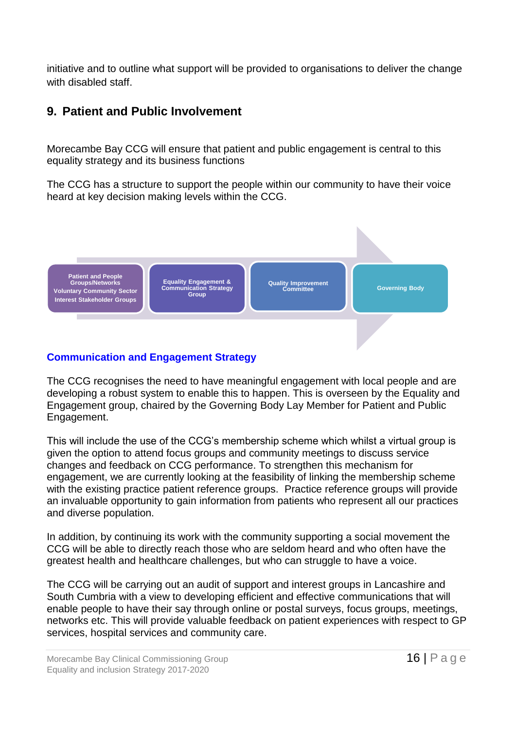initiative and to outline what support will be provided to organisations to deliver the change with disabled staff.

## 9. Patient and Public Involvement

Morecambe Bay CCG will ensure that patient and public engagement is central to this equality strategy and its business functions

The CCG has a structure to support the people within our community to have their voice heard at key decision making levels within the CCG.

Patient and People Groups/Networks
Voluntary Community Sector
Interest Stakeholder Groups

Equality Engagement & Communication Strategy Group

Quality Improvement Committee

Governing Body

### Communication and Engagement Strategy

The CCG recognises the need to have meaningful engagement with local people and are developing a robust system to enable this to happen. This is overseen by the Equality and Engagement group, chaired by the Governing Body Lay Member for Patient and Public Engagement.

This will include the use of the CCG's membership scheme which whilst a virtual group is given the option to attend focus groups and community meetings to discuss service changes and feedback on CCG performance. To strengthen this mechanism for engagement, we are currently looking at the feasibility of linking the membership scheme with the existing practice patient reference groups. Practice reference groups will provide an invaluable opportunity to gain information from patients who represent all our practices and diverse population.

In addition, by continuing its work with the community supporting a social movement the CCG will be able to directly reach those who are seldom heard and who often have the greatest health and healthcare challenges, but who can struggle to have a voice.

The CCG will be carrying out an audit of support and interest groups in Lancashire and South Cumbria with a view to developing efficient and effective communications that will enable people to have their say through online or postal surveys, focus groups, meetings, networks etc. This will provide valuable feedback on patient experiences with respect to GP services, hospital services and community care.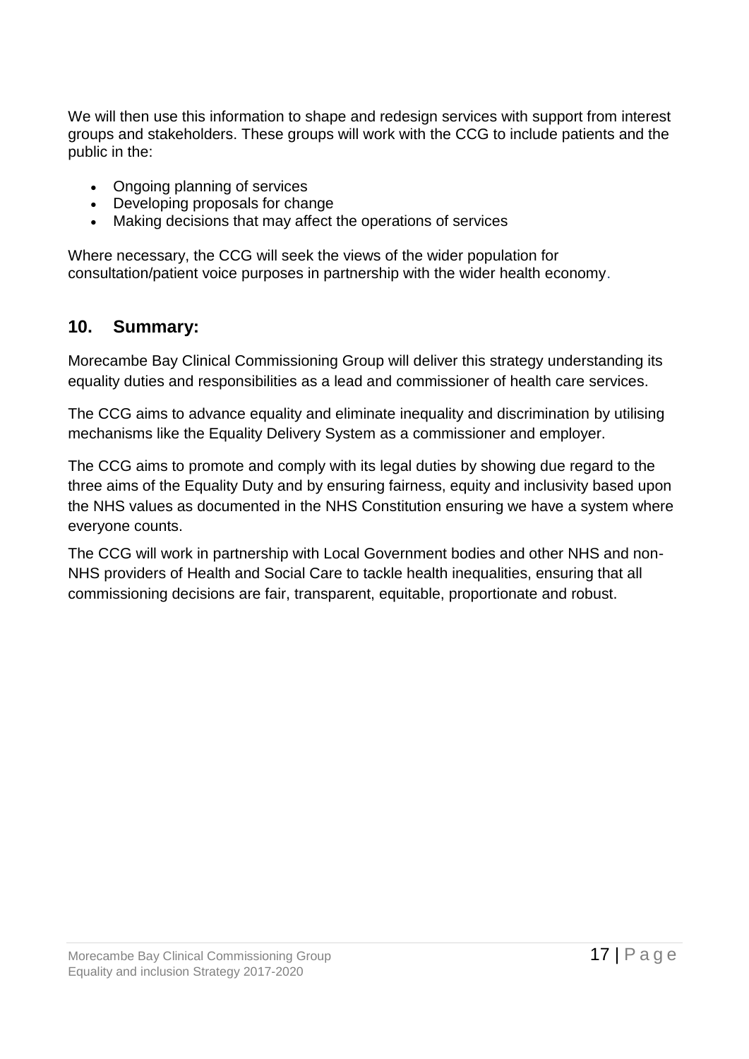We will then use this information to shape and redesign services with support from interest groups and stakeholders. These groups will work with the CCG to include patients and the public in the:

- Ongoing planning of services
- Developing proposals for change
- Making decisions that may affect the operations of services

Where necessary, the CCG will seek the views of the wider population for consultation/patient voice purposes in partnership with the wider health economy.

## 10. Summary:

Morecambe Bay Clinical Commissioning Group will deliver this strategy understanding its equality duties and responsibilities as a lead and commissioner of health care services.

The CCG aims to advance equality and eliminate inequality and discrimination by utilising mechanisms like the Equality Delivery System as a commissioner and employer.

The CCG aims to promote and comply with its legal duties by showing due regard to the three aims of the Equality Duty and by ensuring fairness, equity and inclusivity based upon the NHS values as documented in the NHS Constitution ensuring we have a system where everyone counts.

The CCG will work in partnership with Local Government bodies and other NHS and non-NHS providers of Health and Social Care to tackle health inequalities, ensuring that all commissioning decisions are fair, transparent, equitable, proportionate and robust.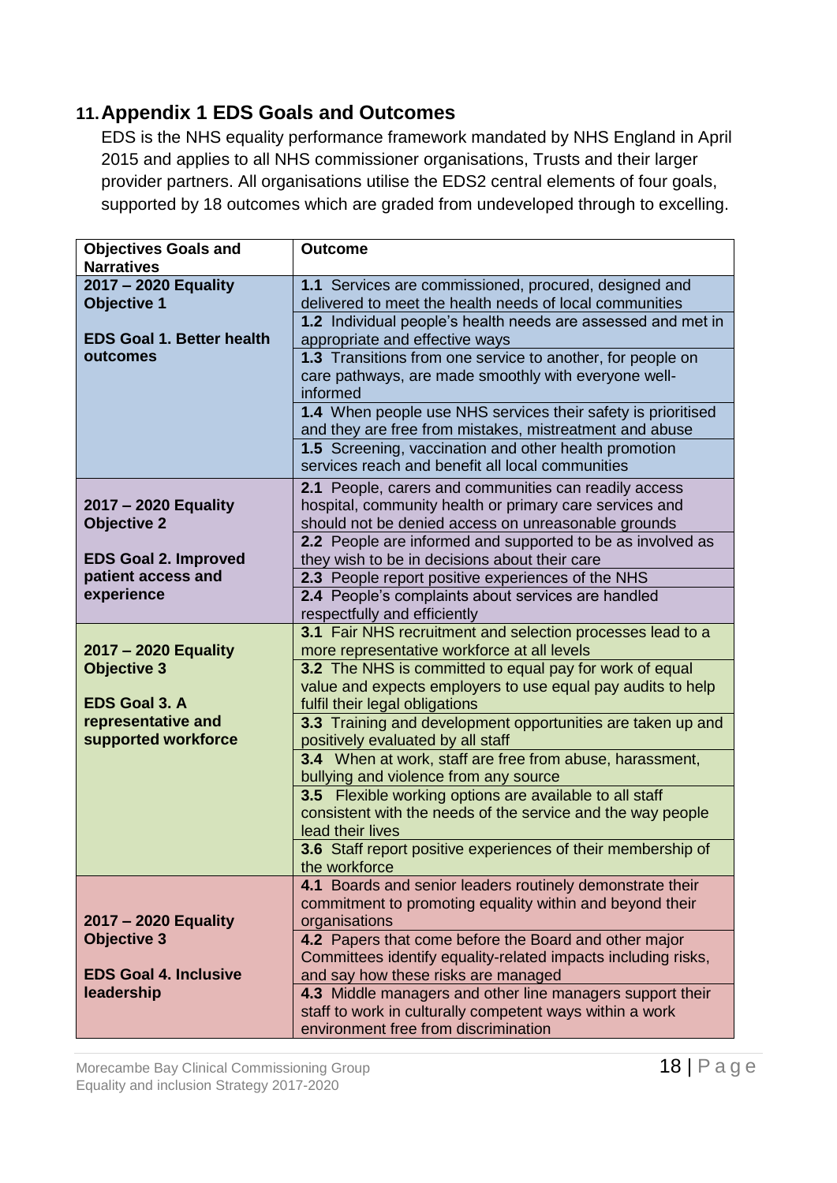## 11. Appendix 1 EDS Goals and Outcomes

EDS is the NHS equality performance framework mandated by NHS England in April 2015 and applies to all NHS commissioner organisations, Trusts and their larger provider partners. All organisations utilise the EDS2 central elements of four goals, supported by 18 outcomes which are graded from undeveloped through to excelling.

| Objectives Goals and Narratives | Outcome |
|---|---|
| **2017 – 2020 Equality Objective 1**<br><br>**EDS Goal 1. Better health outcomes** | **1.1** Services are commissioned, procured, designed and delivered to meet the health needs of local communities |
| | **1.2** Individual people's health needs are assessed and met in appropriate and effective ways |
| | **1.3** Transitions from one service to another, for people on care pathways, are made smoothly with everyone well-informed |
| | **1.4** When people use NHS services their safety is prioritised and they are free from mistakes, mistreatment and abuse |
| | **1.5** Screening, vaccination and other health promotion services reach and benefit all local communities |
| **2017 – 2020 Equality Objective 2**<br><br>**EDS Goal 2. Improved patient access and experience** | **2.1** People, carers and communities can readily access hospital, community health or primary care services and should not be denied access on unreasonable grounds |
| | **2.2** People are informed and supported to be as involved as they wish to be in decisions about their care |
| | **2.3** People report positive experiences of the NHS |
| | **2.4** People's complaints about services are handled respectfully and efficiently |
| **2017 – 2020 Equality Objective 3**<br><br>**EDS Goal 3. A representative and supported workforce** | **3.1** Fair NHS recruitment and selection processes lead to a more representative workforce at all levels |
| | **3.2** The NHS is committed to equal pay for work of equal value and expects employers to use equal pay audits to help fulfil their legal obligations |
| | **3.3** Training and development opportunities are taken up and positively evaluated by all staff |
| | **3.4** When at work, staff are free from abuse, harassment, bullying and violence from any source |
| | **3.5** Flexible working options are available to all staff consistent with the needs of the service and the way people lead their lives |
| | **3.6** Staff report positive experiences of their membership of the workforce |
| **2017 – 2020 Equality Objective 3**<br><br>**EDS Goal 4. Inclusive leadership** | **4.1** Boards and senior leaders routinely demonstrate their commitment to promoting equality within and beyond their organisations |
| | **4.2** Papers that come before the Board and other major Committees identify equality-related impacts including risks, and say how these risks are managed |
| | **4.3** Middle managers and other line managers support their staff to work in culturally competent ways within a work environment free from discrimination |